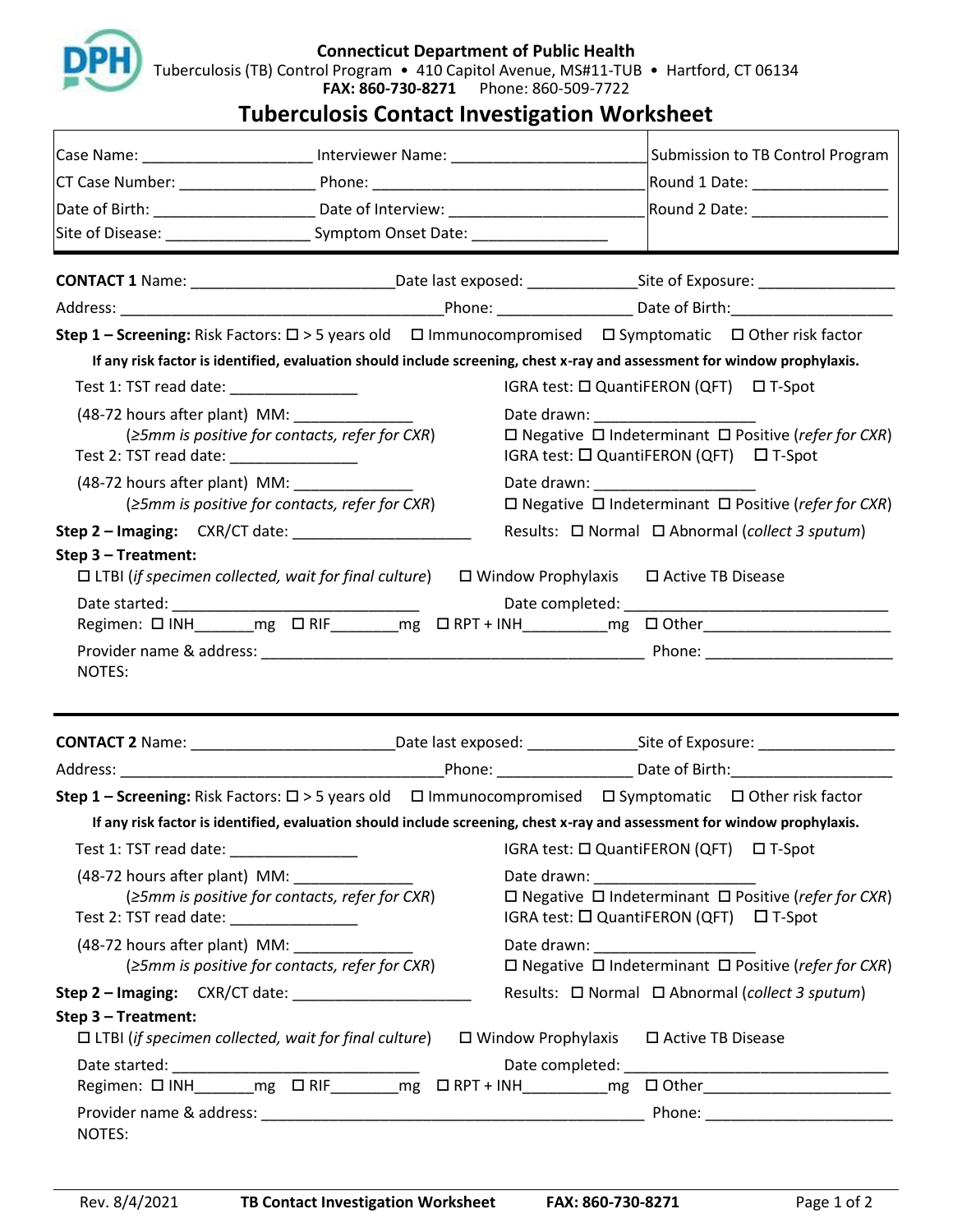**Connecticut Department of Public Health**
Tuberculosis (TB) Control Program • 410 Capitol Avenue, MS#11-TUB • Hartford, CT 06134
**FAX: 860-730-8271** Phone: 860-509-7722

# Tuberculosis Contact Investigation Worksheet

| | |
|---|---|
| Case Name: ___________________ Interviewer Name: _______________________ | Submission to TB Control Program |
| CT Case Number: ________________ Phone: _________________________________ | Round 1 Date: ________________ |
| Date of Birth: ___________________ Date of Interview: ______________________ | Round 2 Date: ________________ |
| Site of Disease: _________________ Symptom Onset Date: ________________ | |

---

**CONTACT 1** Name: ________________________ Date last exposed: _____________ Site of Exposure: ________________

Address: ________________________________________ Phone: ________________ Date of Birth: ___________________

**Step 1 – Screening:** Risk Factors: ☐ > 5 years old ☐ Immunocompromised ☐ Symptomatic ☐ Other risk factor

**If any risk factor is identified, evaluation should include screening, chest x-ray and assessment for window prophylaxis.**

Test 1: TST read date: _______________
(48-72 hours after plant) MM: ______________
(*≥5mm is positive for contacts, refer for CXR*)

IGRA test: ☐ QuantiFERON (QFT) ☐ T-Spot
Date drawn: ____________________
☐ Negative ☐ Indeterminant ☐ Positive (*refer for CXR*)

Test 2: TST read date: _______________
(48-72 hours after plant) MM: ______________
(*≥5mm is positive for contacts, refer for CXR*)

IGRA test: ☐ QuantiFERON (QFT) ☐ T-Spot
Date drawn: ____________________
☐ Negative ☐ Indeterminant ☐ Positive (*refer for CXR*)

**Step 2 – Imaging:** CXR/CT date: ______________________ Results: ☐ Normal ☐ Abnormal (*collect 3 sputum*)

**Step 3 – Treatment:**
☐ LTBI (*if specimen collected, wait for final culture*) ☐ Window Prophylaxis ☐ Active TB Disease

Date started: ____________________________ Date completed: _______________________________
Regimen: ☐ INH_______mg ☐ RIF________mg ☐ RPT + INH__________mg ☐ Other______________________

Provider name & address: _______________________________________________ Phone: ______________________
NOTES:

---

**CONTACT 2** Name: ________________________ Date last exposed: _____________ Site of Exposure: ________________

Address: ________________________________________ Phone: ________________ Date of Birth: ___________________

**Step 1 – Screening:** Risk Factors: ☐ > 5 years old ☐ Immunocompromised ☐ Symptomatic ☐ Other risk factor

**If any risk factor is identified, evaluation should include screening, chest x-ray and assessment for window prophylaxis.**

Test 1: TST read date: _______________
(48-72 hours after plant) MM: ______________
(*≥5mm is positive for contacts, refer for CXR*)

IGRA test: ☐ QuantiFERON (QFT) ☐ T-Spot
Date drawn: ____________________
☐ Negative ☐ Indeterminant ☐ Positive (*refer for CXR*)

Test 2: TST read date: _______________
(48-72 hours after plant) MM: ______________
(*≥5mm is positive for contacts, refer for CXR*)

IGRA test: ☐ QuantiFERON (QFT) ☐ T-Spot
Date drawn: ____________________
☐ Negative ☐ Indeterminant ☐ Positive (*refer for CXR*)

**Step 2 – Imaging:** CXR/CT date: ______________________ Results: ☐ Normal ☐ Abnormal (*collect 3 sputum*)

**Step 3 – Treatment:**
☐ LTBI (*if specimen collected, wait for final culture*) ☐ Window Prophylaxis ☐ Active TB Disease

Date started: ____________________________ Date completed: _______________________________
Regimen: ☐ INH_______mg ☐ RIF________mg ☐ RPT + INH__________mg ☐ Other______________________

Provider name & address: _______________________________________________ Phone: ______________________
NOTES: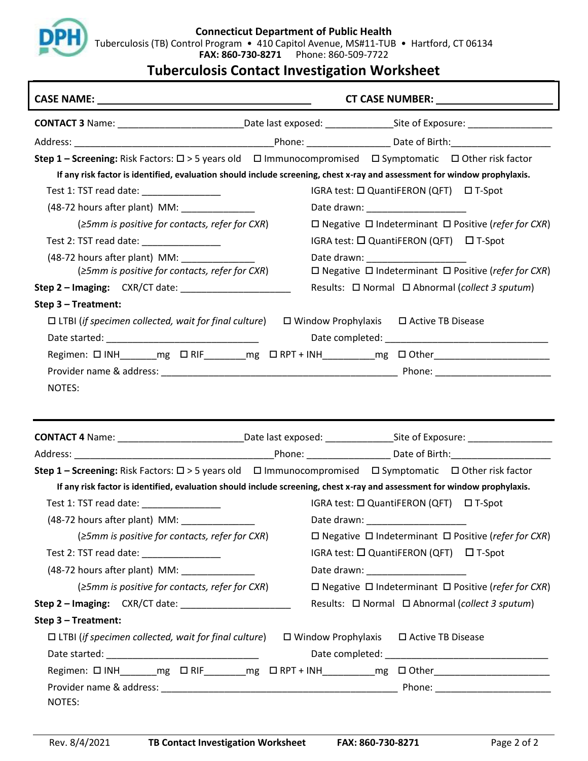**Connecticut Department of Public Health**
Tuberculosis (TB) Control Program • 410 Capitol Avenue, MS#11-TUB • Hartford, CT 06134
**FAX: 860-730-8271** Phone: 860-509-7722

# Tuberculosis Contact Investigation Worksheet

**CASE NAME:** ________________________________ **CT CASE NUMBER:** ____________________

**CONTACT 3** Name: ______________________ Date last exposed: ____________ Site of Exposure: _______________

Address: ____________________________________ Phone: _______________ Date of Birth: __________________

**Step 1 – Screening:** Risk Factors: ☐ > 5 years old ☐ Immunocompromised ☐ Symptomatic ☐ Other risk factor

**If any risk factor is identified, evaluation should include screening, chest x-ray and assessment for window prophylaxis.**

Test 1: TST read date: ______________ IGRA test: ☐ QuantiFERON (QFT) ☐ T-Spot

(48-72 hours after plant) MM: _____________ Date drawn: __________________

(*≥5mm is positive for contacts, refer for CXR*) ☐ Negative ☐ Indeterminant ☐ Positive (*refer for CXR*)

Test 2: TST read date: ______________ IGRA test: ☐ QuantiFERON (QFT) ☐ T-Spot

(48-72 hours after plant) MM: _____________ Date drawn: __________________

(*≥5mm is positive for contacts, refer for CXR*) ☐ Negative ☐ Indeterminant ☐ Positive (*refer for CXR*)

**Step 2 – Imaging:** CXR/CT date: ____________________ Results: ☐ Normal ☐ Abnormal (*collect 3 sputum*)

**Step 3 – Treatment:**

☐ LTBI (*if specimen collected, wait for final culture*) ☐ Window Prophylaxis ☐ Active TB Disease

Date started: ____________________________ Date completed: ______________________________

Regimen: ☐ INH_______mg ☐ RIF________mg ☐ RPT + INH__________mg ☐ Other_____________________

Provider name & address: _____________________________________________ Phone: _____________________

NOTES:

---

**CONTACT 4** Name: ______________________ Date last exposed: ____________ Site of Exposure: _______________

Address: ____________________________________ Phone: _______________ Date of Birth: __________________

**Step 1 – Screening:** Risk Factors: ☐ > 5 years old ☐ Immunocompromised ☐ Symptomatic ☐ Other risk factor

**If any risk factor is identified, evaluation should include screening, chest x-ray and assessment for window prophylaxis.**

Test 1: TST read date: ______________ IGRA test: ☐ QuantiFERON (QFT) ☐ T-Spot

(48-72 hours after plant) MM: _____________ Date drawn: __________________

(*≥5mm is positive for contacts, refer for CXR*) ☐ Negative ☐ Indeterminant ☐ Positive (*refer for CXR*)

Test 2: TST read date: ______________ IGRA test: ☐ QuantiFERON (QFT) ☐ T-Spot

(48-72 hours after plant) MM: _____________ Date drawn: __________________

(*≥5mm is positive for contacts, refer for CXR*) ☐ Negative ☐ Indeterminant ☐ Positive (*refer for CXR*)

**Step 2 – Imaging:** CXR/CT date: ____________________ Results: ☐ Normal ☐ Abnormal (*collect 3 sputum*)

**Step 3 – Treatment:**

☐ LTBI (*if specimen collected, wait for final culture*) ☐ Window Prophylaxis ☐ Active TB Disease

Date started: ____________________________ Date completed: ______________________________

Regimen: ☐ INH_______mg ☐ RIF________mg ☐ RPT + INH__________mg ☐ Other_____________________

Provider name & address: _____________________________________________ Phone: _____________________

NOTES:

Rev. 8/4/2021 **TB Contact Investigation Worksheet** **FAX: 860-730-8271**